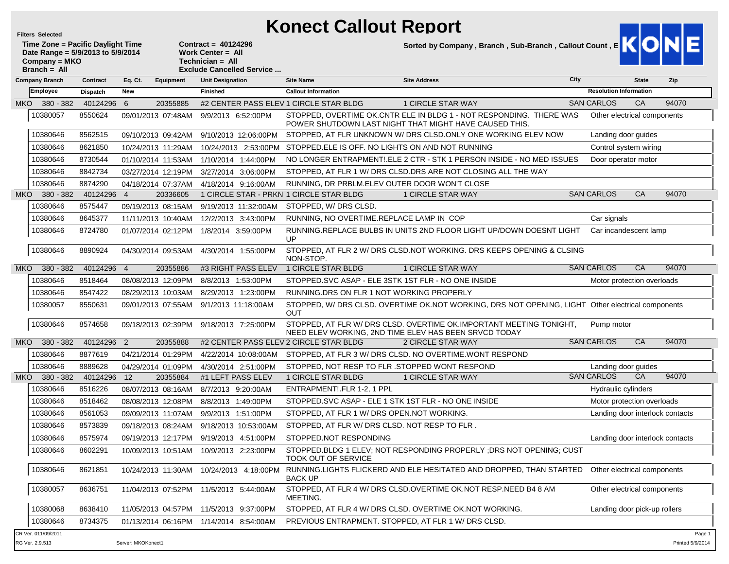# Konect Callout Report

**Filters Selected**

**Time Zone = Pacific Daylight Time**
**Date Range = 5/9/2013 to 5/9/2014**
**Company = MKO**
**Branch = All**

**Contract = 40124296**
**Work Center = All**
**Technician = All**
**Exclude Cancelled Service ...**

**Sorted by Company , Branch , Sub-Branch , Callout Count , E**

| Company Branch | Contract | Eq. Ct. | Equipment | Unit Designation | Site Name | Site Address | City | State | Zip |
|---|---|---|---|---|---|---|---|---|---|
| **Employee** | **Dispatch** | **New** | | **Finished** | **Callout Information** | | **Resolution Information** | | |
| MKO 380 - 382 | 40124296 | 6 | 20355885 | #2 CENTER PASS ELEV | 1 CIRCLE STAR BLDG | 1 CIRCLE STAR WAY | SAN CARLOS | CA | 94070 |
| 10380057 | 8550624 | 09/01/2013 07:48AM | | 9/9/2013 6:52:00PM | STOPPED, OVERTIME OK.CNTR ELE IN BLDG 1 - NOT RESPONDING. THERE WAS POWER SHUTDOWN LAST NIGHT THAT MIGHT HAVE CAUSED THIS. | | Other electrical components | | |
| 10380646 | 8562515 | 09/10/2013 09:42AM | | 9/10/2013 12:06:00PM | STOPPED, AT FLR UNKNOWN W/ DRS CLSD.ONLY ONE WORKING ELEV NOW | | Landing door guides | | |
| 10380646 | 8621850 | 10/24/2013 11:29AM | | 10/24/2013 2:53:00PM | STOPPED.ELE IS OFF. NO LIGHTS ON AND NOT RUNNING | | Control system wiring | | |
| 10380646 | 8730544 | 01/10/2014 11:53AM | | 1/10/2014 1:44:00PM | NO LONGER ENTRAPMENT!.ELE 2 CTR - STK 1 PERSON INSIDE - NO MED ISSUES | | Door operator motor | | |
| 10380646 | 8842734 | 03/27/2014 12:19PM | | 3/27/2014 3:06:00PM | STOPPED, AT FLR 1 W/ DRS CLSD.DRS ARE NOT CLOSING ALL THE WAY | | | | |
| 10380646 | 8874290 | 04/18/2014 07:37AM | | 4/18/2014 9:16:00AM | RUNNING, DR PRBLM.ELEV OUTER DOOR WON'T CLOSE | | | | |
| MKO 380 - 382 | 40124296 | 4 | 20336605 | 1 CIRCLE STAR - PRKN | 1 CIRCLE STAR BLDG | 1 CIRCLE STAR WAY | SAN CARLOS | CA | 94070 |
| 10380646 | 8575447 | 09/19/2013 08:15AM | | 9/19/2013 11:32:00AM | STOPPED, W/ DRS CLSD. | | | | |
| 10380646 | 8645377 | 11/11/2013 10:40AM | | 12/2/2013 3:43:00PM | RUNNING, NO OVERTIME.REPLACE LAMP IN COP | | Car signals | | |
| 10380646 | 8724780 | 01/07/2014 02:12PM | | 1/8/2014 3:59:00PM | RUNNING.REPLACE BULBS IN UNITS 2ND FLOOR LIGHT UP/DOWN DOESNT LIGHT UP | | Car incandescent lamp | | |
| 10380646 | 8890924 | 04/30/2014 09:53AM | | 4/30/2014 1:55:00PM | STOPPED, AT FLR 2 W/ DRS CLSD.NOT WORKING. DRS KEEPS OPENING & CLSING NON-STOP. | | | | |
| MKO 380 - 382 | 40124296 | 4 | 20355886 | #3 RIGHT PASS ELEV | 1 CIRCLE STAR BLDG | 1 CIRCLE STAR WAY | SAN CARLOS | CA | 94070 |
| 10380646 | 8518464 | 08/08/2013 12:09PM | | 8/8/2013 1:53:00PM | STOPPED.SVC ASAP - ELE 3STK 1ST FLR - NO ONE INSIDE | | Motor protection overloads | | |
| 10380646 | 8547422 | 08/29/2013 10:03AM | | 8/29/2013 1:23:00PM | RUNNING.DRS ON FLR 1 NOT WORKING PROPERLY | | | | |
| 10380057 | 8550631 | 09/01/2013 07:55AM | | 9/1/2013 11:18:00AM | STOPPED, W/ DRS CLSD. OVERTIME OK.NOT WORKING, DRS NOT OPENING, LIGHT OUT | | Other electrical components | | |
| 10380646 | 8574658 | 09/18/2013 02:39PM | | 9/18/2013 7:25:00PM | STOPPED, AT FLR W/ DRS CLSD. OVERTIME OK.IMPORTANT MEETING TONIGHT, NEED ELEV WORKING, 2ND TIME ELEV HAS BEEN SRVCD TODAY | | Pump motor | | |
| MKO 380 - 382 | 40124296 | 2 | 20355888 | #2 CENTER PASS ELEV | 2 CIRCLE STAR BLDG | 2 CIRCLE STAR WAY | SAN CARLOS | CA | 94070 |
| 10380646 | 8877619 | 04/21/2014 01:29PM | | 4/22/2014 10:08:00AM | STOPPED, AT FLR 3 W/ DRS CLSD. NO OVERTIME.WONT RESPOND | | | | |
| 10380646 | 8889628 | 04/29/2014 01:09PM | | 4/30/2014 2:51:00PM | STOPPED, NOT RESP TO FLR .STOPPED WONT RESPOND | | Landing door guides | | |
| MKO 380 - 382 | 40124296 | 12 | 20355884 | #1 LEFT PASS ELEV | 1 CIRCLE STAR BLDG | 1 CIRCLE STAR WAY | SAN CARLOS | CA | 94070 |
| 10380646 | 8516226 | 08/07/2013 08:16AM | | 8/7/2013 9:20:00AM | ENTRAPMENT!.FLR 1-2, 1 PPL | | Hydraulic cylinders | | |
| 10380646 | 8518462 | 08/08/2013 12:08PM | | 8/8/2013 1:49:00PM | STOPPED.SVC ASAP - ELE 1 STK 1ST FLR - NO ONE INSIDE | | Motor protection overloads | | |
| 10380646 | 8561053 | 09/09/2013 11:07AM | | 9/9/2013 1:51:00PM | STOPPED, AT FLR 1 W/ DRS OPEN.NOT WORKING. | | Landing door interlock contacts | | |
| 10380646 | 8573839 | 09/18/2013 08:24AM | | 9/18/2013 10:53:00AM | STOPPED, AT FLR W/ DRS CLSD. NOT RESP TO FLR . | | | | |
| 10380646 | 8575974 | 09/19/2013 12:17PM | | 9/19/2013 4:51:00PM | STOPPED.NOT RESPONDING | | Landing door interlock contacts | | |
| 10380646 | 8602291 | 10/09/2013 10:51AM | | 10/9/2013 2:23:00PM | STOPPED.BLDG 1 ELEV; NOT RESPONDING PROPERLY ;DRS NOT OPENING; CUST TOOK OUT OF SERVICE | | | | |
| 10380646 | 8621851 | 10/24/2013 11:30AM | | 10/24/2013 4:18:00PM | RUNNING.LIGHTS FLICKERD AND ELE HESITATED AND DROPPED, THAN STARTED BACK UP | | Other electrical components | | |
| 10380057 | 8636751 | 11/04/2013 07:52PM | | 11/5/2013 5:44:00AM | STOPPED, AT FLR 4 W/ DRS CLSD.OVERTIME OK.NOT RESP.NEED B4 8 AM MEETING. | | Other electrical components | | |
| 10380068 | 8638410 | 11/05/2013 04:57PM | | 11/5/2013 9:37:00PM | STOPPED, AT FLR 4 W/ DRS CLSD. OVERTIME OK.NOT WORKING. | | Landing door pick-up rollers | | |
| 10380646 | 8734375 | 01/13/2014 06:16PM | | 1/14/2014 8:54:00AM | PREVIOUS ENTRAPMENT. STOPPED, AT FLR 1 W/ DRS CLSD. | | | | |

CR Ver. 011/09/2011
RG Ver. 2.9.513
Server: MKOKonect1
Printed 5/9/2014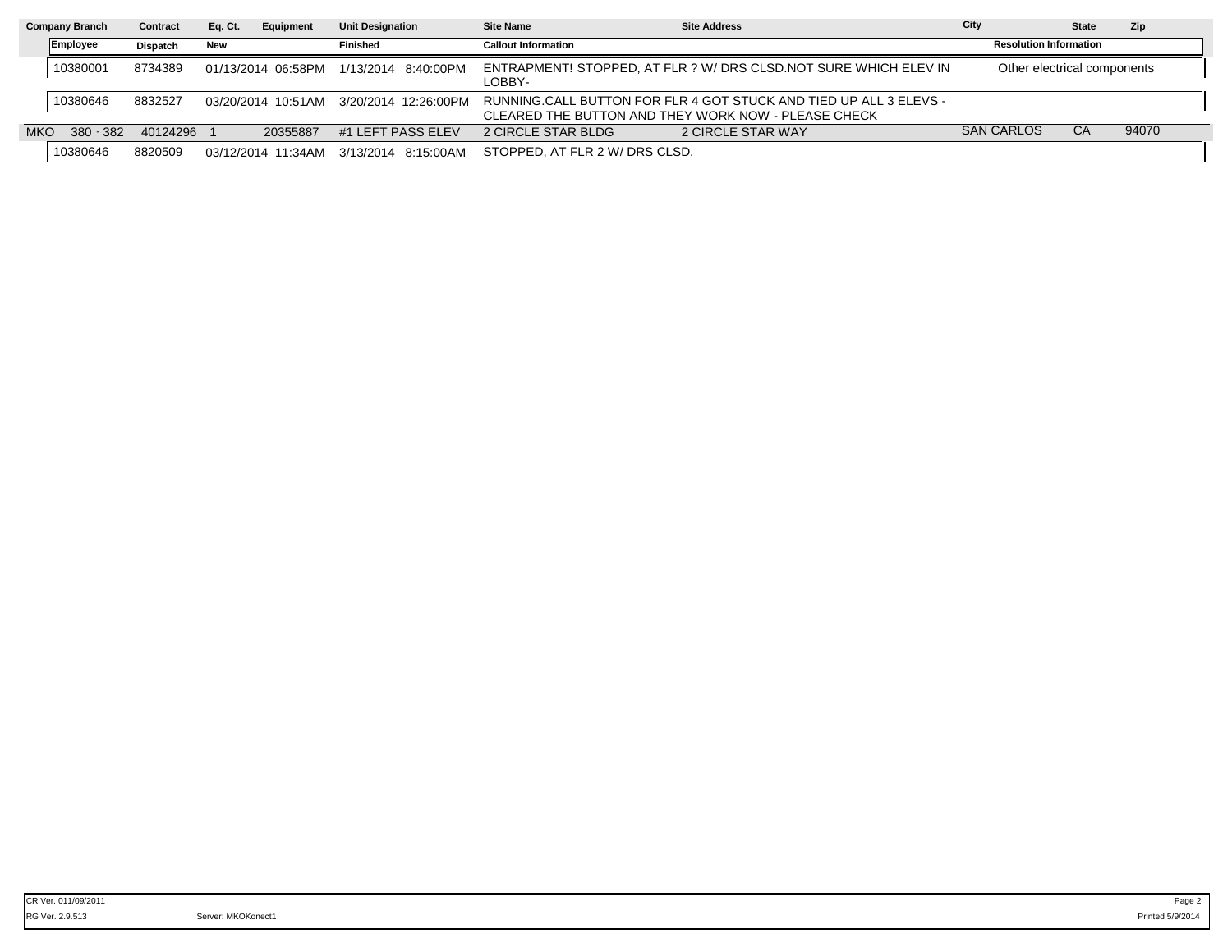| Company Branch | Contract | Eq. Ct. | Equipment | Unit Designation | Site Name | Site Address | City | State | Zip |
|---|---|---|---|---|---|---|---|---|---|
| Employee | Dispatch | New | | Finished | Callout Information | | Resolution Information | | |
| 10380001 | 8734389 | 01/13/2014 06:58PM | | 1/13/2014 8:40:00PM | ENTRAPMENT! STOPPED, AT FLR ? W/ DRS CLSD.NOT SURE WHICH ELEV IN LOBBY- | | Other electrical components | | |
| 10380646 | 8832527 | 03/20/2014 10:51AM | | 3/20/2014 12:26:00PM | RUNNING.CALL BUTTON FOR FLR 4 GOT STUCK AND TIED UP ALL 3 ELEVS - CLEARED THE BUTTON AND THEY WORK NOW - PLEASE CHECK | | | | |
| MKO 380 - 382 | 40124296 | 1 | 20355887 | #1 LEFT PASS ELEV | 2 CIRCLE STAR BLDG | 2 CIRCLE STAR WAY | SAN CARLOS | CA | 94070 |
| 10380646 | 8820509 | 03/12/2014 11:34AM | | 3/13/2014 8:15:00AM | STOPPED, AT FLR 2 W/ DRS CLSD. | | | | |

CR Ver. 011/09/2011
RG Ver. 2.9.513 Server: MKOKonect1
Printed 5/9/2014